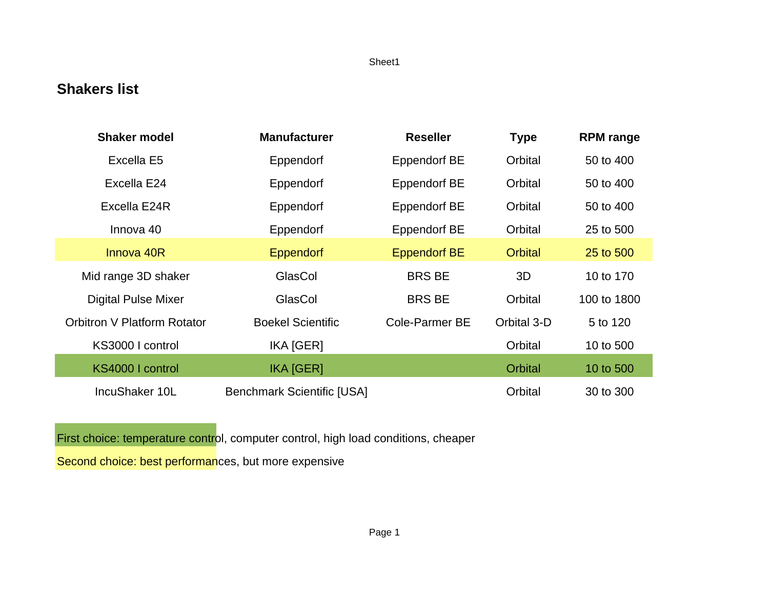# Shakers list

| Shaker model | Manufacturer | Reseller | Type | RPM range |
|---|---|---|---|---|
| Excella E5 | Eppendorf | Eppendorf BE | Orbital | 50 to 400 |
| Excella E24 | Eppendorf | Eppendorf BE | Orbital | 50 to 400 |
| Excella E24R | Eppendorf | Eppendorf BE | Orbital | 50 to 400 |
| Innova 40 | Eppendorf | Eppendorf BE | Orbital | 25 to 500 |
| Innova 40R | Eppendorf | Eppendorf BE | Orbital | 25 to 500 |
| Mid range 3D shaker | GlasCol | BRS BE | 3D | 10 to 170 |
| Digital Pulse Mixer | GlasCol | BRS BE | Orbital | 100 to 1800 |
| Orbitron V Platform Rotator | Boekel Scientific | Cole-Parmer BE | Orbital 3-D | 5 to 120 |
| KS3000 I control | IKA [GER] | | Orbital | 10 to 500 |
| KS4000 I control | IKA [GER] | | Orbital | 10 to 500 |
| IncuShaker 10L | Benchmark Scientific [USA] | | Orbital | 30 to 300 |

First choice: temperature control, computer control, high load conditions, cheaper

Second choice: best performances, but more expensive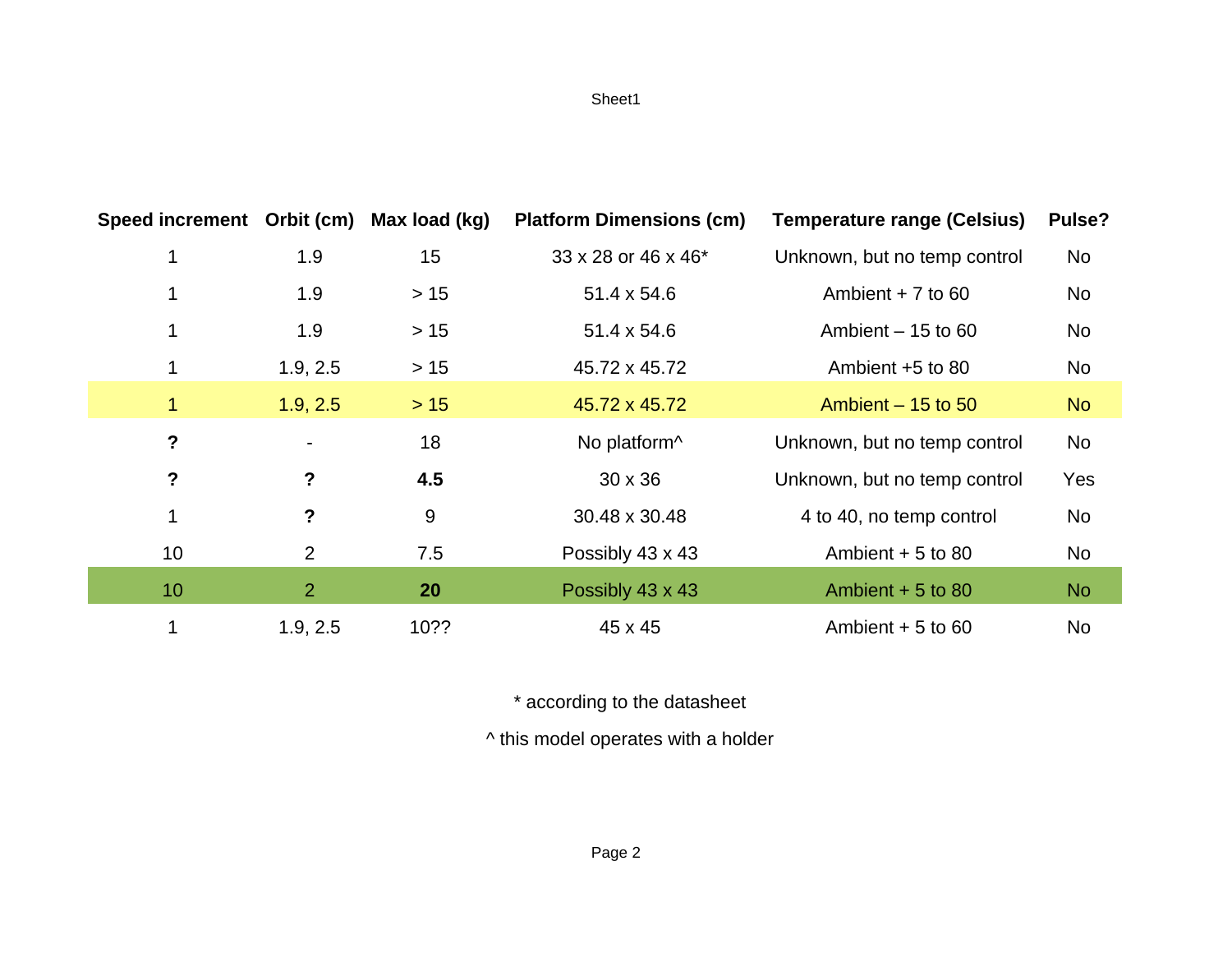| Speed increment | Orbit (cm) | Max load (kg) | Platform Dimensions (cm) | Temperature range (Celsius) | Pulse? |
|---|---|---|---|---|---|
| 1 | 1.9 | 15 | 33 x 28 or 46 x 46* | Unknown, but no temp control | No |
| 1 | 1.9 | > 15 | 51.4 x 54.6 | Ambient + 7 to 60 | No |
| 1 | 1.9 | > 15 | 51.4 x 54.6 | Ambient – 15 to 60 | No |
| 1 | 1.9, 2.5 | > 15 | 45.72 x 45.72 | Ambient +5 to 80 | No |
| 1 | 1.9, 2.5 | > 15 | 45.72 x 45.72 | Ambient – 15 to 50 | No |
| **?** | - | 18 | No platform^ | Unknown, but no temp control | No |
| **?** | **?** | **4.5** | 30 x 36 | Unknown, but no temp control | Yes |
| 1 | **?** | 9 | 30.48 x 30.48 | 4 to 40, no temp control | No |
| 10 | 2 | 7.5 | Possibly 43 x 43 | Ambient + 5 to 80 | No |
| 10 | 2 | **20** | Possibly 43 x 43 | Ambient + 5 to 80 | No |
| 1 | 1.9, 2.5 | 10?? | 45 x 45 | Ambient + 5 to 60 | No |

* according to the datasheet

^ this model operates with a holder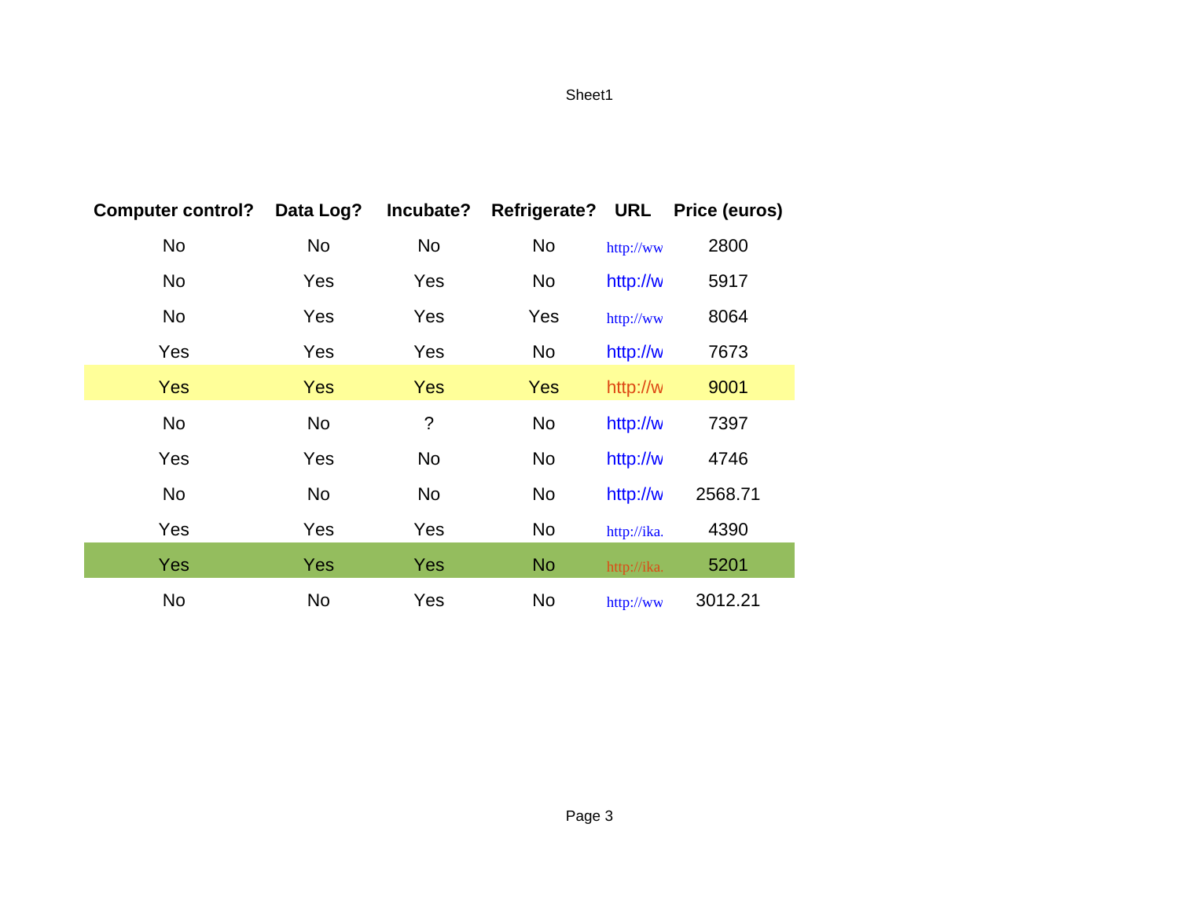| Computer control? | Data Log? | Incubate? | Refrigerate? | URL | Price (euros) |
|---|---|---|---|---|---|
| No | No | No | No | http://ww | 2800 |
| No | Yes | Yes | No | http://w | 5917 |
| No | Yes | Yes | Yes | http://ww | 8064 |
| Yes | Yes | Yes | No | http://w | 7673 |
| Yes | Yes | Yes | Yes | http://w | 9001 |
| No | No | ? | No | http://w | 7397 |
| Yes | Yes | No | No | http://w | 4746 |
| No | No | No | No | http://w | 2568.71 |
| Yes | Yes | Yes | No | http://ika. | 4390 |
| Yes | Yes | Yes | No | http://ika. | 5201 |
| No | No | Yes | No | http://ww | 3012.21 |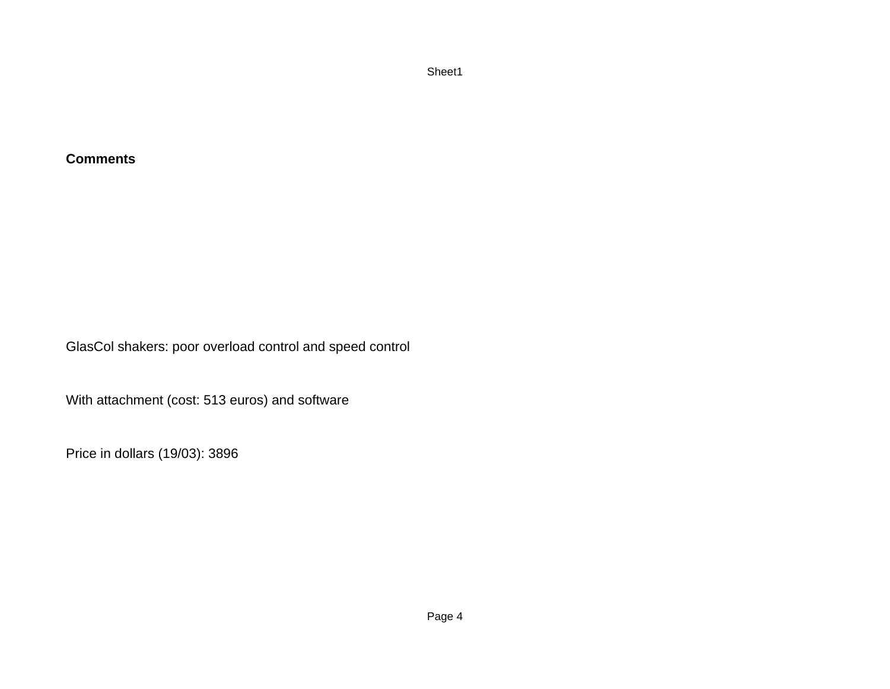**Comments**

GlasCol shakers: poor overload control and speed control

With attachment (cost: 513 euros) and software

Price in dollars (19/03): 3896